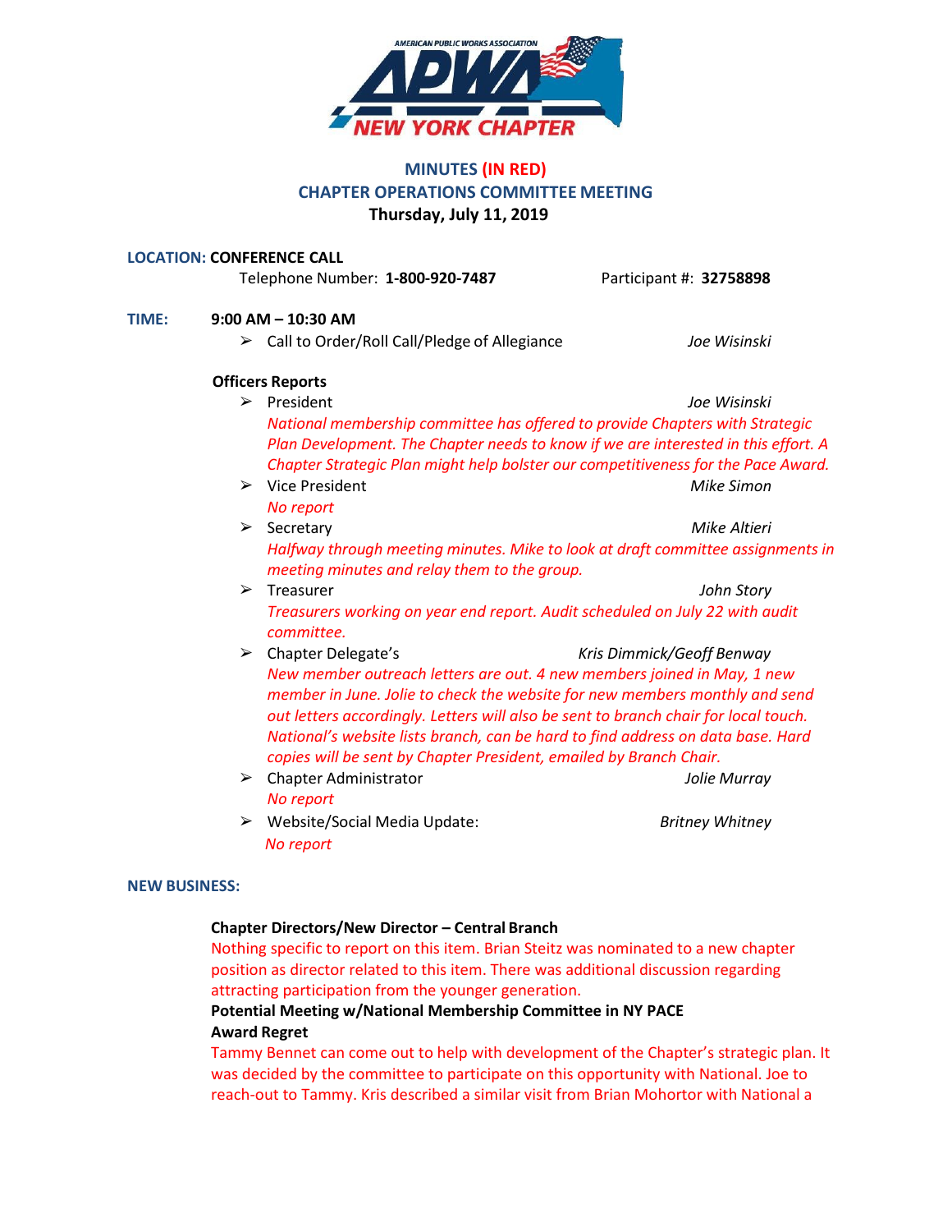AMERICAN PUBLIC WORKS ASSOCIATION
APWA
NEW YORK CHAPTER

# MINUTES (IN RED)
## CHAPTER OPERATIONS COMMITTEE MEETING
**Thursday, July 11, 2019**

**LOCATION: CONFERENCE CALL**

Telephone Number: **1-800-920-7487** Participant #: **32758898**

**TIME: 9:00 AM – 10:30 AM**

- Call to Order/Roll Call/Pledge of Allegiance — *Joe Wisinski*

**Officers Reports**

- President — *Joe Wisinski*
  *National membership committee has offered to provide Chapters with Strategic Plan Development. The Chapter needs to know if we are interested in this effort. A Chapter Strategic Plan might help bolster our competitiveness for the Pace Award.*
- Vice President — *Mike Simon*
  *No report*
- Secretary — *Mike Altieri*
  *Halfway through meeting minutes. Mike to look at draft committee assignments in meeting minutes and relay them to the group.*
- Treasurer — *John Story*
  *Treasurers working on year end report. Audit scheduled on July 22 with audit committee.*
- Chapter Delegate's — *Kris Dimmick/Geoff Benway*
  *New member outreach letters are out. 4 new members joined in May, 1 new member in June. Jolie to check the website for new members monthly and send out letters accordingly. Letters will also be sent to branch chair for local touch. National's website lists branch, can be hard to find address on data base. Hard copies will be sent by Chapter President, emailed by Branch Chair.*
- Chapter Administrator — *Jolie Murray*
  *No report*
- Website/Social Media Update: — *Britney Whitney*
  *No report*

**NEW BUSINESS:**

**Chapter Directors/New Director – Central Branch**

Nothing specific to report on this item. Brian Steitz was nominated to a new chapter position as director related to this item. There was additional discussion regarding attracting participation from the younger generation.

**Potential Meeting w/National Membership Committee in NY PACE Award Regret**

Tammy Bennet can come out to help with development of the Chapter's strategic plan. It was decided by the committee to participate on this opportunity with National. Joe to reach-out to Tammy. Kris described a similar visit from Brian Mohortor with National a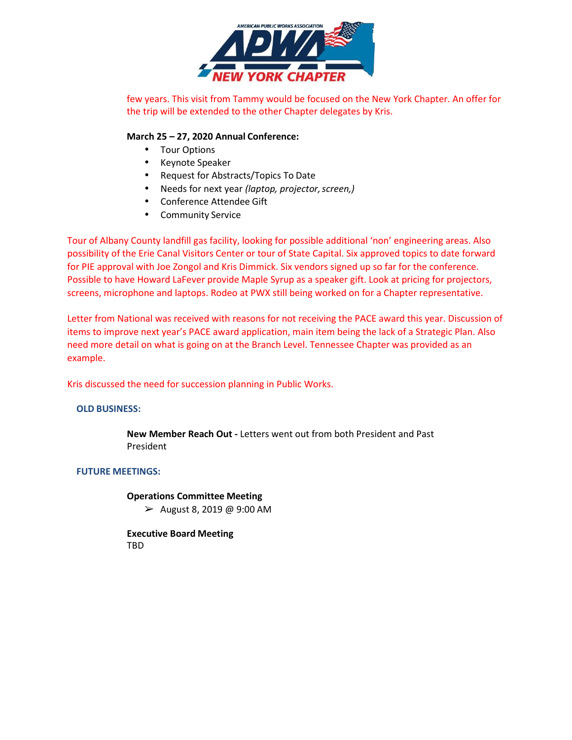few years. This visit from Tammy would be focused on the New York Chapter. An offer for the trip will be extended to the other Chapter delegates by Kris.

**March 25 – 27, 2020 Annual Conference:**

- Tour Options
- Keynote Speaker
- Request for Abstracts/Topics To Date
- Needs for next year *(laptop, projector, screen,)*
- Conference Attendee Gift
- Community Service

Tour of Albany County landfill gas facility, looking for possible additional 'non' engineering areas. Also possibility of the Erie Canal Visitors Center or tour of State Capital. Six approved topics to date forward for PIE approval with Joe Zongol and Kris Dimmick. Six vendors signed up so far for the conference. Possible to have Howard LaFever provide Maple Syrup as a speaker gift. Look at pricing for projectors, screens, microphone and laptops. Rodeo at PWX still being worked on for a Chapter representative.

Letter from National was received with reasons for not receiving the PACE award this year. Discussion of items to improve next year's PACE award application, main item being the lack of a Strategic Plan. Also need more detail on what is going on at the Branch Level. Tennessee Chapter was provided as an example.

Kris discussed the need for succession planning in Public Works.

## OLD BUSINESS:

**New Member Reach Out -** Letters went out from both President and Past President

## FUTURE MEETINGS:

**Operations Committee Meeting**

- ➢ August 8, 2019 @ 9:00 AM

**Executive Board Meeting**
TBD